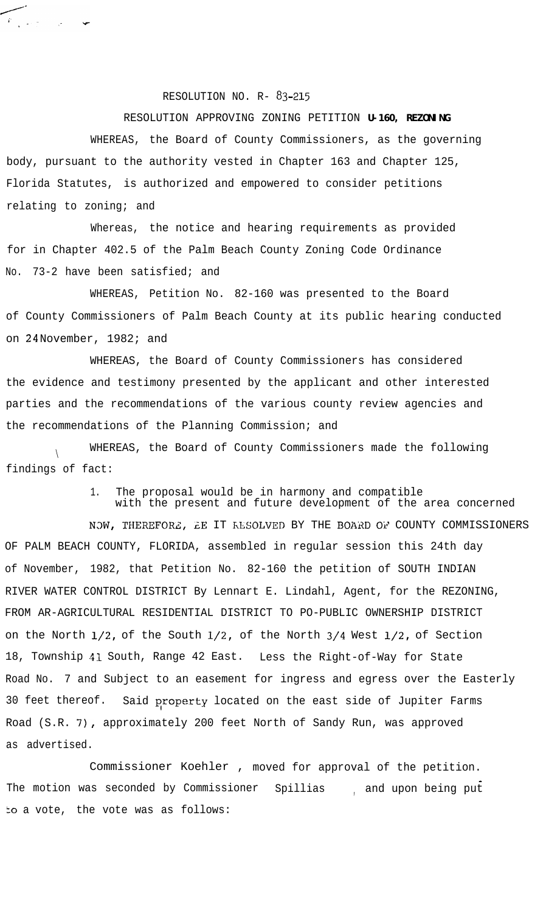RESOLUTION NO. R- 83-215

RESOLUTION APPROVING ZONING PETITION **U-160, REZONING**

WHEREAS, the Board of County Commissioners, as the governing body, pursuant to the authority vested in Chapter 163 and Chapter 125, Florida Statutes, is authorized and empowered to consider petitions relating to zoning; and

Whereas, the notice and hearing requirements as provided for in Chapter 402.5 of the Palm Beach County Zoning Code Ordinance No. 73-2 have been satisfied; and

WHEREAS, Petition No. 82-160 was presented to the Board of County Commissioners of Palm Beach County at its public hearing conducted on 24 November, 1982; and

WHEREAS, the Board of County Commissioners has considered the evidence and testimony presented by the applicant and other interested parties and the recommendations of the various county review agencies and the recommendations of the Planning Commission; and

WHEREAS, the Board of County Commissioners made the following findings of fact:

1. The proposal would be in harmony and compatible with the present and future development of the area concerned

NOW, THEREFORE, BE IT RESOLVED BY THE BOARD OF COUNTY COMMISSIONERS OF PALM BEACH COUNTY, FLORIDA, assembled in regular session this 24th day of November, 1982, that Petition No. 82-160 the petition of SOUTH INDIAN RIVER WATER CONTROL DISTRICT By Lennart E. Lindahl, Agent, for the REZONING, FROM AR-AGRICULTURAL RESIDENTIAL DISTRICT TO PO-PUBLIC OWNERSHIP DISTRICT on the North 1/2, of the South 1/2, of the North 3/4 West 1/2, of Section 18, Township 41 South, Range 42 East. Less the Right-of-Way for State Road No. 7 and Subject to an easement for ingress and egress over the Easterly 30 feet thereof. Said property located on the east side of Jupiter Farms Road (S.R. 7), approximately 200 feet North of Sandy Run, was approved as advertised.

Commissioner Koehler , moved for approval of the petition. The motion was seconded by Commissioner Spillias , and upon being put to a vote, the vote was as follows: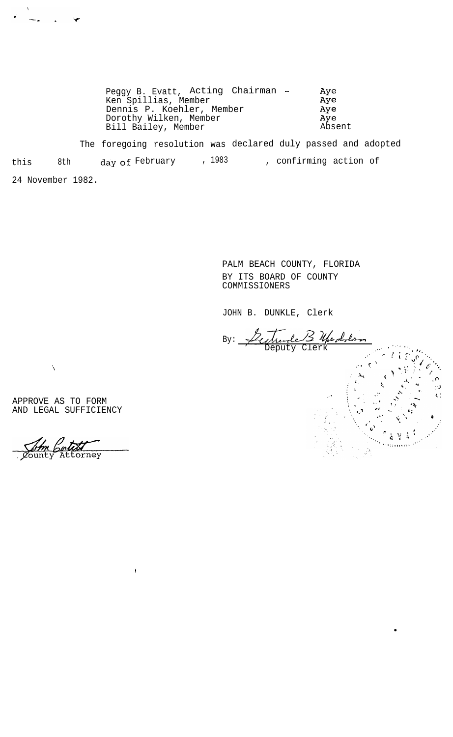| | |
|---|---|
| Peggy B. Evatt, Acting Chairman – | Aye |
| Ken Spillias, Member | Aye |
| Dennis P. Koehler, Member | Aye |
| Dorothy Wilken, Member | Aye |
| Bill Bailey, Member | Absent |

The foregoing resolution was declared duly passed and adopted this 8th day of February, 1983, confirming action of 24 November 1982.

PALM BEACH COUNTY, FLORIDA
BY ITS BOARD OF COUNTY COMMISSIONERS

JOHN B. DUNKLE, Clerk

By: *Gertrude B. Uhodolan*
Deputy Clerk

APPROVE AS TO FORM
AND LEGAL SUFFICIENCY

*John Contest*
County Attorney